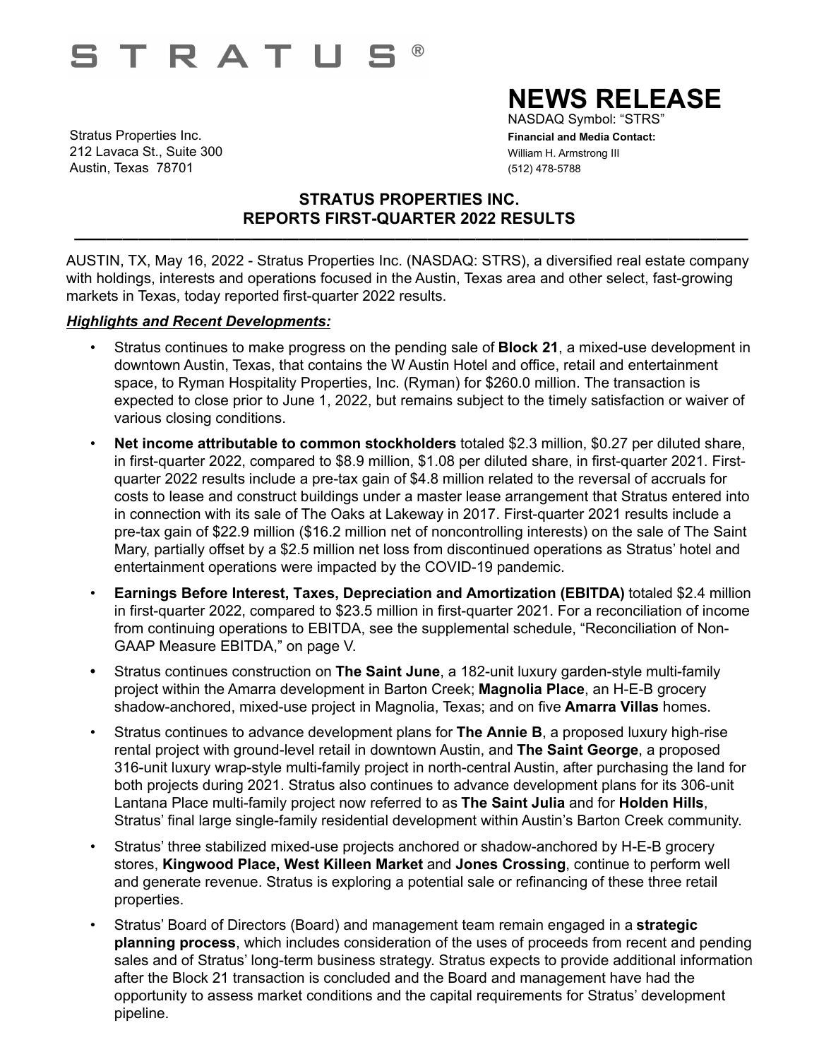# STRATUS®

# NEWS RELEASE

NASDAQ Symbol: "STRS"

Stratus Properties Inc.
212 Lavaca St., Suite 300
Austin, Texas 78701

**Financial and Media Contact:**
William H. Armstrong III
(512) 478-5788

## STRATUS PROPERTIES INC.
## REPORTS FIRST-QUARTER 2022 RESULTS

AUSTIN, TX, May 16, 2022 - Stratus Properties Inc. (NASDAQ: STRS), a diversified real estate company with holdings, interests and operations focused in the Austin, Texas area and other select, fast-growing markets in Texas, today reported first-quarter 2022 results.

***Highlights and Recent Developments:***

- Stratus continues to make progress on the pending sale of **Block 21**, a mixed-use development in downtown Austin, Texas, that contains the W Austin Hotel and office, retail and entertainment space, to Ryman Hospitality Properties, Inc. (Ryman) for $260.0 million. The transaction is expected to close prior to June 1, 2022, but remains subject to the timely satisfaction or waiver of various closing conditions.
- **Net income attributable to common stockholders** totaled $2.3 million, $0.27 per diluted share, in first-quarter 2022, compared to $8.9 million, $1.08 per diluted share, in first-quarter 2021. First-quarter 2022 results include a pre-tax gain of $4.8 million related to the reversal of accruals for costs to lease and construct buildings under a master lease arrangement that Stratus entered into in connection with its sale of The Oaks at Lakeway in 2017. First-quarter 2021 results include a pre-tax gain of $22.9 million ($16.2 million net of noncontrolling interests) on the sale of The Saint Mary, partially offset by a $2.5 million net loss from discontinued operations as Stratus' hotel and entertainment operations were impacted by the COVID-19 pandemic.
- **Earnings Before Interest, Taxes, Depreciation and Amortization (EBITDA)** totaled $2.4 million in first-quarter 2022, compared to $23.5 million in first-quarter 2021. For a reconciliation of income from continuing operations to EBITDA, see the supplemental schedule, "Reconciliation of Non-GAAP Measure EBITDA," on page V.
- Stratus continues construction on **The Saint June**, a 182-unit luxury garden-style multi-family project within the Amarra development in Barton Creek; **Magnolia Place**, an H-E-B grocery shadow-anchored, mixed-use project in Magnolia, Texas; and on five **Amarra Villas** homes.
- Stratus continues to advance development plans for **The Annie B**, a proposed luxury high-rise rental project with ground-level retail in downtown Austin, and **The Saint George**, a proposed 316-unit luxury wrap-style multi-family project in north-central Austin, after purchasing the land for both projects during 2021. Stratus also continues to advance development plans for its 306-unit Lantana Place multi-family project now referred to as **The Saint Julia** and for **Holden Hills**, Stratus' final large single-family residential development within Austin's Barton Creek community.
- Stratus' three stabilized mixed-use projects anchored or shadow-anchored by H-E-B grocery stores, **Kingwood Place, West Killeen Market** and **Jones Crossing**, continue to perform well and generate revenue. Stratus is exploring a potential sale or refinancing of these three retail properties.
- Stratus' Board of Directors (Board) and management team remain engaged in a **strategic planning process**, which includes consideration of the uses of proceeds from recent and pending sales and of Stratus' long-term business strategy. Stratus expects to provide additional information after the Block 21 transaction is concluded and the Board and management have had the opportunity to assess market conditions and the capital requirements for Stratus' development pipeline.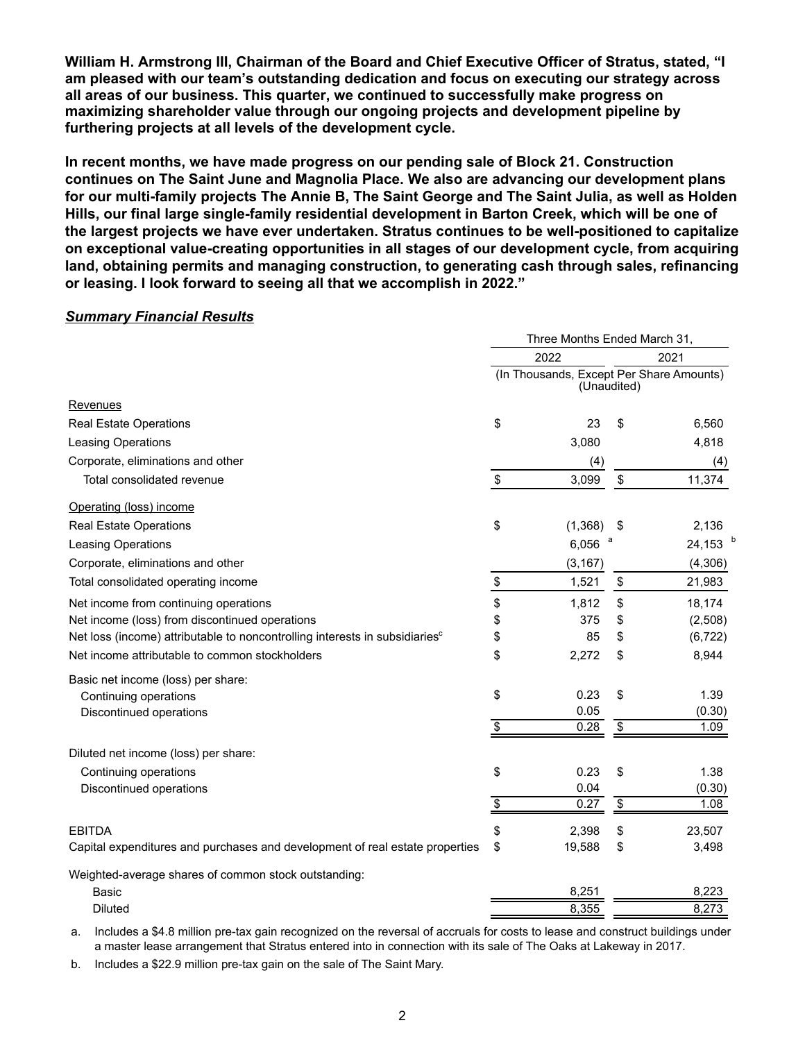**William H. Armstrong III, Chairman of the Board and Chief Executive Officer of Stratus, stated, "I am pleased with our team's outstanding dedication and focus on executing our strategy across all areas of our business. This quarter, we continued to successfully make progress on maximizing shareholder value through our ongoing projects and development pipeline by furthering projects at all levels of the development cycle.**

**In recent months, we have made progress on our pending sale of Block 21. Construction continues on The Saint June and Magnolia Place. We also are advancing our development plans for our multi-family projects The Annie B, The Saint George and The Saint Julia, as well as Holden Hills, our final large single-family residential development in Barton Creek, which will be one of the largest projects we have ever undertaken. Stratus continues to be well-positioned to capitalize on exceptional value-creating opportunities in all stages of our development cycle, from acquiring land, obtaining permits and managing construction, to generating cash through sales, refinancing or leasing. I look forward to seeing all that we accomplish in 2022."**

***Summary Financial Results***

| | Three Months Ended March 31, | |
|---|---|---|
| | 2022 | 2021 |
| | (In Thousands, Except Per Share Amounts) (Unaudited) | |
| Revenues | | |
| Real Estate Operations | $ 23 | $ 6,560 |
| Leasing Operations | 3,080 | 4,818 |
| Corporate, eliminations and other | (4) | (4) |
| Total consolidated revenue | $ 3,099 | $ 11,374 |
| Operating (loss) income | | |
| Real Estate Operations | $ (1,368) | $ 2,136 |
| Leasing Operations | 6,056 [a] | 24,153 [b] |
| Corporate, eliminations and other | (3,167) | (4,306) |
| Total consolidated operating income | $ 1,521 | $ 21,983 |
| Net income from continuing operations | $ 1,812 | $ 18,174 |
| Net income (loss) from discontinued operations | $ 375 | $ (2,508) |
| Net loss (income) attributable to noncontrolling interests in subsidiaries[c] | $ 85 | $ (6,722) |
| Net income attributable to common stockholders | $ 2,272 | $ 8,944 |
| Basic net income (loss) per share: | | |
| Continuing operations | $ 0.23 | $ 1.39 |
| Discontinued operations | 0.05 | (0.30) |
| | $ 0.28 | $ 1.09 |
| Diluted net income (loss) per share: | | |
| Continuing operations | $ 0.23 | $ 1.38 |
| Discontinued operations | 0.04 | (0.30) |
| | $ 0.27 | $ 1.08 |
| EBITDA | $ 2,398 | $ 23,507 |
| Capital expenditures and purchases and development of real estate properties | $ 19,588 | $ 3,498 |
| Weighted-average shares of common stock outstanding: | | |
| Basic | 8,251 | 8,223 |
| Diluted | 8,355 | 8,273 |

a. Includes a $4.8 million pre-tax gain recognized on the reversal of accruals for costs to lease and construct buildings under a master lease arrangement that Stratus entered into in connection with its sale of The Oaks at Lakeway in 2017.

b. Includes a $22.9 million pre-tax gain on the sale of The Saint Mary.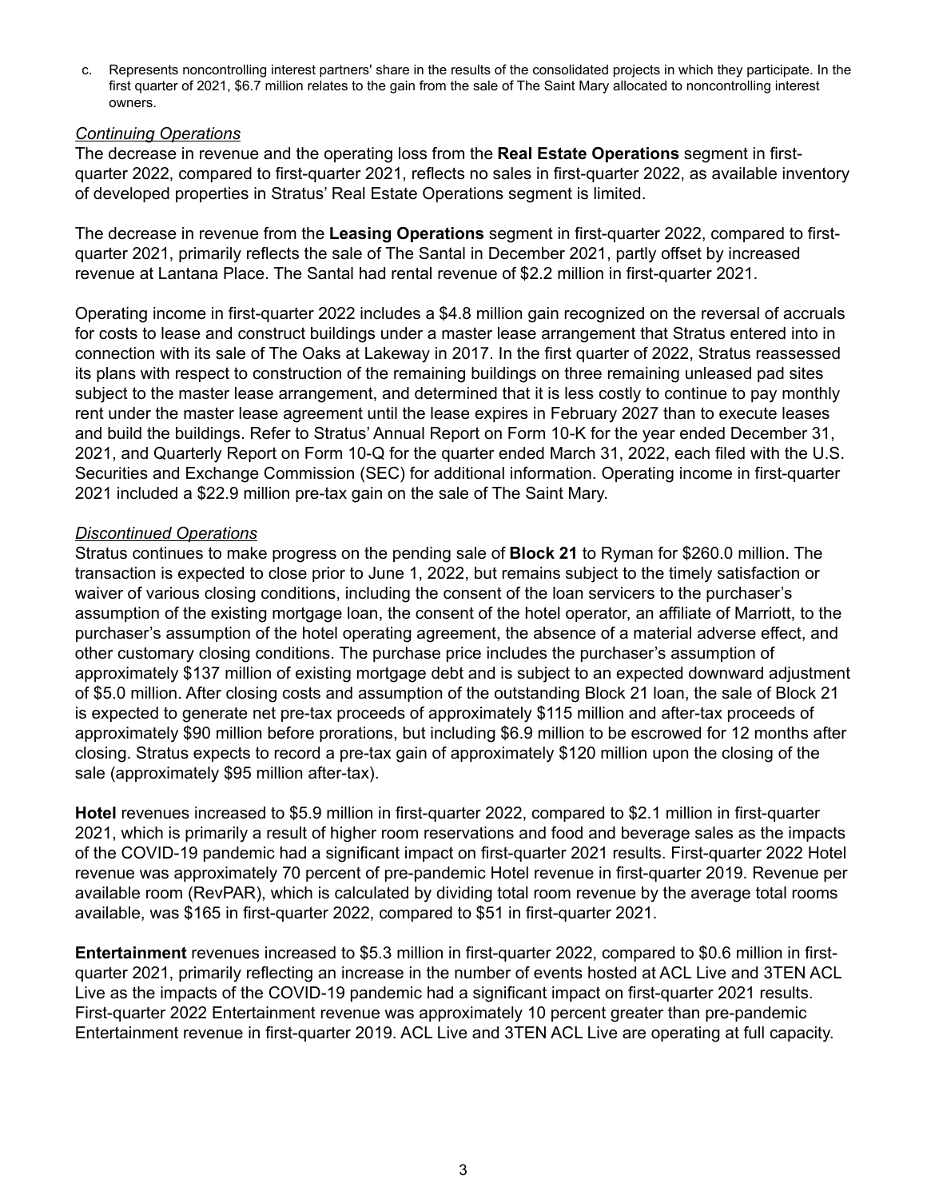c. Represents noncontrolling interest partners' share in the results of the consolidated projects in which they participate. In the first quarter of 2021, $6.7 million relates to the gain from the sale of The Saint Mary allocated to noncontrolling interest owners.

*Continuing Operations*

The decrease in revenue and the operating loss from the **Real Estate Operations** segment in first-quarter 2022, compared to first-quarter 2021, reflects no sales in first-quarter 2022, as available inventory of developed properties in Stratus' Real Estate Operations segment is limited.

The decrease in revenue from the **Leasing Operations** segment in first-quarter 2022, compared to first-quarter 2021, primarily reflects the sale of The Santal in December 2021, partly offset by increased revenue at Lantana Place. The Santal had rental revenue of $2.2 million in first-quarter 2021.

Operating income in first-quarter 2022 includes a $4.8 million gain recognized on the reversal of accruals for costs to lease and construct buildings under a master lease arrangement that Stratus entered into in connection with its sale of The Oaks at Lakeway in 2017. In the first quarter of 2022, Stratus reassessed its plans with respect to construction of the remaining buildings on three remaining unleased pad sites subject to the master lease arrangement, and determined that it is less costly to continue to pay monthly rent under the master lease agreement until the lease expires in February 2027 than to execute leases and build the buildings. Refer to Stratus' Annual Report on Form 10-K for the year ended December 31, 2021, and Quarterly Report on Form 10-Q for the quarter ended March 31, 2022, each filed with the U.S. Securities and Exchange Commission (SEC) for additional information. Operating income in first-quarter 2021 included a $22.9 million pre-tax gain on the sale of The Saint Mary.

*Discontinued Operations*

Stratus continues to make progress on the pending sale of **Block 21** to Ryman for $260.0 million. The transaction is expected to close prior to June 1, 2022, but remains subject to the timely satisfaction or waiver of various closing conditions, including the consent of the loan servicers to the purchaser's assumption of the existing mortgage loan, the consent of the hotel operator, an affiliate of Marriott, to the purchaser's assumption of the hotel operating agreement, the absence of a material adverse effect, and other customary closing conditions. The purchase price includes the purchaser's assumption of approximately $137 million of existing mortgage debt and is subject to an expected downward adjustment of $5.0 million. After closing costs and assumption of the outstanding Block 21 loan, the sale of Block 21 is expected to generate net pre-tax proceeds of approximately $115 million and after-tax proceeds of approximately $90 million before prorations, but including $6.9 million to be escrowed for 12 months after closing. Stratus expects to record a pre-tax gain of approximately $120 million upon the closing of the sale (approximately $95 million after-tax).

**Hotel** revenues increased to $5.9 million in first-quarter 2022, compared to $2.1 million in first-quarter 2021, which is primarily a result of higher room reservations and food and beverage sales as the impacts of the COVID-19 pandemic had a significant impact on first-quarter 2021 results. First-quarter 2022 Hotel revenue was approximately 70 percent of pre-pandemic Hotel revenue in first-quarter 2019. Revenue per available room (RevPAR), which is calculated by dividing total room revenue by the average total rooms available, was $165 in first-quarter 2022, compared to $51 in first-quarter 2021.

**Entertainment** revenues increased to $5.3 million in first-quarter 2022, compared to $0.6 million in first-quarter 2021, primarily reflecting an increase in the number of events hosted at ACL Live and 3TEN ACL Live as the impacts of the COVID-19 pandemic had a significant impact on first-quarter 2021 results. First-quarter 2022 Entertainment revenue was approximately 10 percent greater than pre-pandemic Entertainment revenue in first-quarter 2019. ACL Live and 3TEN ACL Live are operating at full capacity.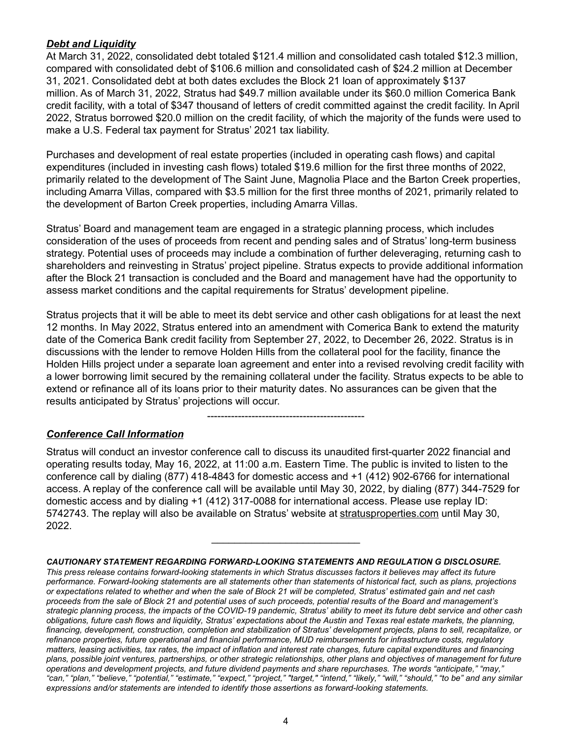***Debt and Liquidity***

At March 31, 2022, consolidated debt totaled $121.4 million and consolidated cash totaled $12.3 million, compared with consolidated debt of $106.6 million and consolidated cash of $24.2 million at December 31, 2021. Consolidated debt at both dates excludes the Block 21 loan of approximately $137 million. As of March 31, 2022, Stratus had $49.7 million available under its $60.0 million Comerica Bank credit facility, with a total of $347 thousand of letters of credit committed against the credit facility. In April 2022, Stratus borrowed $20.0 million on the credit facility, of which the majority of the funds were used to make a U.S. Federal tax payment for Stratus' 2021 tax liability.

Purchases and development of real estate properties (included in operating cash flows) and capital expenditures (included in investing cash flows) totaled $19.6 million for the first three months of 2022, primarily related to the development of The Saint June, Magnolia Place and the Barton Creek properties, including Amarra Villas, compared with $3.5 million for the first three months of 2021, primarily related to the development of Barton Creek properties, including Amarra Villas.

Stratus' Board and management team are engaged in a strategic planning process, which includes consideration of the uses of proceeds from recent and pending sales and of Stratus' long-term business strategy. Potential uses of proceeds may include a combination of further deleveraging, returning cash to shareholders and reinvesting in Stratus' project pipeline. Stratus expects to provide additional information after the Block 21 transaction is concluded and the Board and management have had the opportunity to assess market conditions and the capital requirements for Stratus' development pipeline.

Stratus projects that it will be able to meet its debt service and other cash obligations for at least the next 12 months. In May 2022, Stratus entered into an amendment with Comerica Bank to extend the maturity date of the Comerica Bank credit facility from September 27, 2022, to December 26, 2022. Stratus is in discussions with the lender to remove Holden Hills from the collateral pool for the facility, finance the Holden Hills project under a separate loan agreement and enter into a revised revolving credit facility with a lower borrowing limit secured by the remaining collateral under the facility. Stratus expects to be able to extend or refinance all of its loans prior to their maturity dates. No assurances can be given that the results anticipated by Stratus' projections will occur.

----------------------------------------------

***Conference Call Information***

Stratus will conduct an investor conference call to discuss its unaudited first-quarter 2022 financial and operating results today, May 16, 2022, at 11:00 a.m. Eastern Time. The public is invited to listen to the conference call by dialing (877) 418-4843 for domestic access and +1 (412) 902-6766 for international access. A replay of the conference call will be available until May 30, 2022, by dialing (877) 344-7529 for domestic access and by dialing +1 (412) 317-0088 for international access. Please use replay ID: 5742743. The replay will also be available on Stratus' website at stratusproperties.com until May 30, 2022.

---

***CAUTIONARY STATEMENT REGARDING FORWARD-LOOKING STATEMENTS AND REGULATION G DISCLOSURE.*** *This press release contains forward-looking statements in which Stratus discusses factors it believes may affect its future performance. Forward-looking statements are all statements other than statements of historical fact, such as plans, projections or expectations related to whether and when the sale of Block 21 will be completed, Stratus' estimated gain and net cash proceeds from the sale of Block 21 and potential uses of such proceeds, potential results of the Board and management's strategic planning process, the impacts of the COVID-19 pandemic, Stratus' ability to meet its future debt service and other cash obligations, future cash flows and liquidity, Stratus' expectations about the Austin and Texas real estate markets, the planning, financing, development, construction, completion and stabilization of Stratus' development projects, plans to sell, recapitalize, or refinance properties, future operational and financial performance, MUD reimbursements for infrastructure costs, regulatory matters, leasing activities, tax rates, the impact of inflation and interest rate changes, future capital expenditures and financing plans, possible joint ventures, partnerships, or other strategic relationships, other plans and objectives of management for future operations and development projects, and future dividend payments and share repurchases. The words "anticipate," "may," "can," "plan," "believe," "potential," "estimate," "expect," "project," "target," "intend," "likely," "will," "should," "to be" and any similar expressions and/or statements are intended to identify those assertions as forward-looking statements.*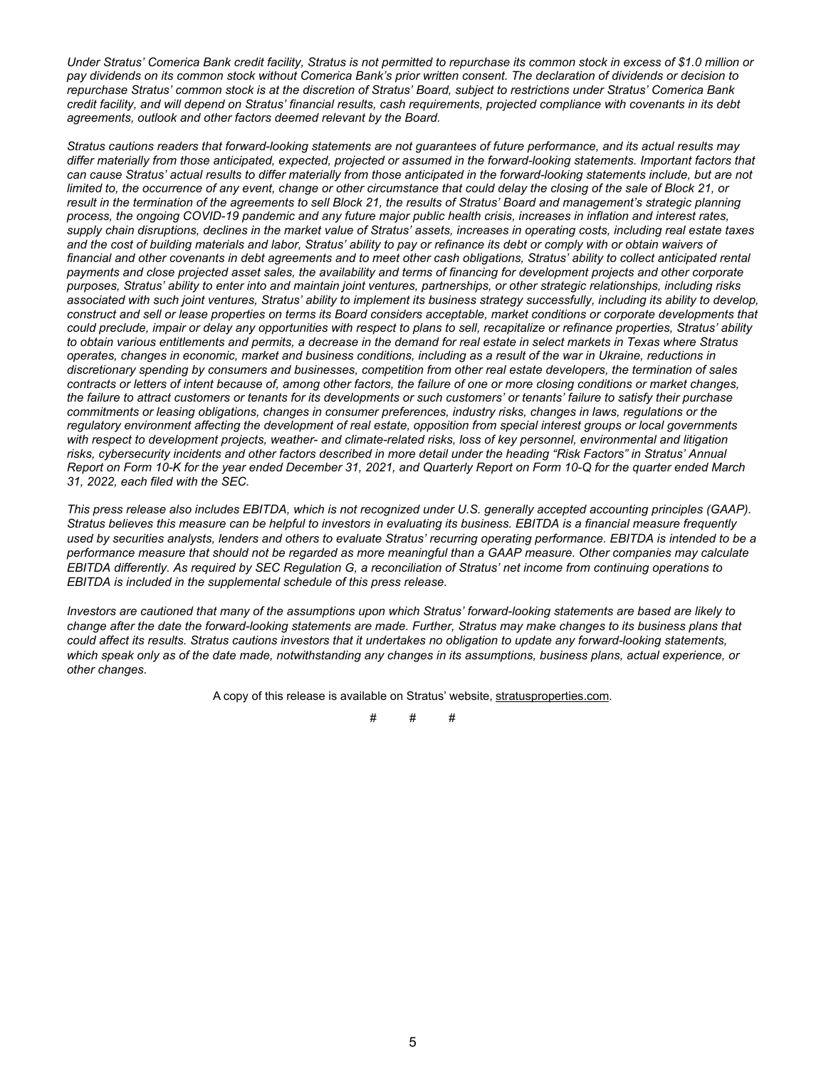*Under Stratus' Comerica Bank credit facility, Stratus is not permitted to repurchase its common stock in excess of $1.0 million or pay dividends on its common stock without Comerica Bank's prior written consent. The declaration of dividends or decision to repurchase Stratus' common stock is at the discretion of Stratus' Board, subject to restrictions under Stratus' Comerica Bank credit facility, and will depend on Stratus' financial results, cash requirements, projected compliance with covenants in its debt agreements, outlook and other factors deemed relevant by the Board.*

*Stratus cautions readers that forward-looking statements are not guarantees of future performance, and its actual results may differ materially from those anticipated, expected, projected or assumed in the forward-looking statements. Important factors that can cause Stratus' actual results to differ materially from those anticipated in the forward-looking statements include, but are not limited to, the occurrence of any event, change or other circumstance that could delay the closing of the sale of Block 21, or result in the termination of the agreements to sell Block 21, the results of Stratus' Board and management's strategic planning process, the ongoing COVID-19 pandemic and any future major public health crisis, increases in inflation and interest rates, supply chain disruptions, declines in the market value of Stratus' assets, increases in operating costs, including real estate taxes and the cost of building materials and labor, Stratus' ability to pay or refinance its debt or comply with or obtain waivers of financial and other covenants in debt agreements and to meet other cash obligations, Stratus' ability to collect anticipated rental payments and close projected asset sales, the availability and terms of financing for development projects and other corporate purposes, Stratus' ability to enter into and maintain joint ventures, partnerships, or other strategic relationships, including risks associated with such joint ventures, Stratus' ability to implement its business strategy successfully, including its ability to develop, construct and sell or lease properties on terms its Board considers acceptable, market conditions or corporate developments that could preclude, impair or delay any opportunities with respect to plans to sell, recapitalize or refinance properties, Stratus' ability to obtain various entitlements and permits, a decrease in the demand for real estate in select markets in Texas where Stratus operates, changes in economic, market and business conditions, including as a result of the war in Ukraine, reductions in discretionary spending by consumers and businesses, competition from other real estate developers, the termination of sales contracts or letters of intent because of, among other factors, the failure of one or more closing conditions or market changes, the failure to attract customers or tenants for its developments or such customers' or tenants' failure to satisfy their purchase commitments or leasing obligations, changes in consumer preferences, industry risks, changes in laws, regulations or the regulatory environment affecting the development of real estate, opposition from special interest groups or local governments with respect to development projects, weather- and climate-related risks, loss of key personnel, environmental and litigation risks, cybersecurity incidents and other factors described in more detail under the heading "Risk Factors" in Stratus' Annual Report on Form 10-K for the year ended December 31, 2021, and Quarterly Report on Form 10-Q for the quarter ended March 31, 2022, each filed with the SEC.*

*This press release also includes EBITDA, which is not recognized under U.S. generally accepted accounting principles (GAAP). Stratus believes this measure can be helpful to investors in evaluating its business. EBITDA is a financial measure frequently used by securities analysts, lenders and others to evaluate Stratus' recurring operating performance. EBITDA is intended to be a performance measure that should not be regarded as more meaningful than a GAAP measure. Other companies may calculate EBITDA differently. As required by SEC Regulation G, a reconciliation of Stratus' net income from continuing operations to EBITDA is included in the supplemental schedule of this press release.*

*Investors are cautioned that many of the assumptions upon which Stratus' forward-looking statements are based are likely to change after the date the forward-looking statements are made. Further, Stratus may make changes to its business plans that could affect its results. Stratus cautions investors that it undertakes no obligation to update any forward-looking statements, which speak only as of the date made, notwithstanding any changes in its assumptions, business plans, actual experience, or other changes.*

A copy of this release is available on Stratus' website, stratusproperties.com.

# # #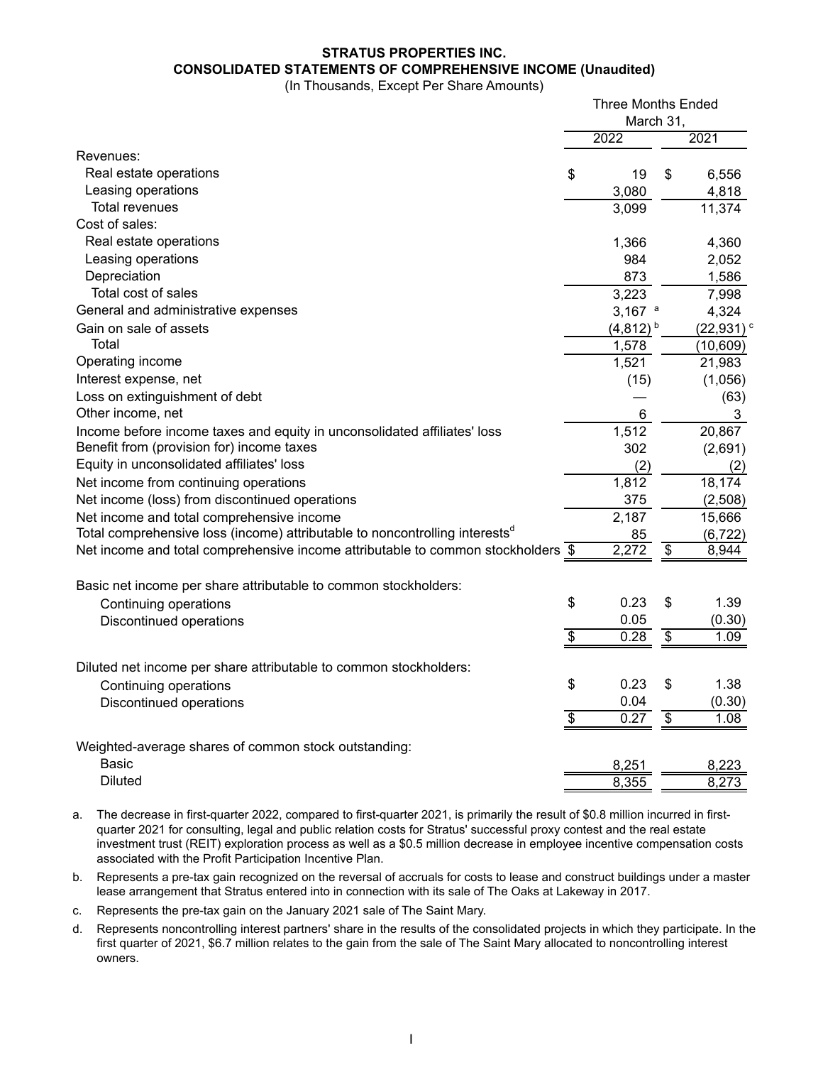# STRATUS PROPERTIES INC.

## CONSOLIDATED STATEMENTS OF COMPREHENSIVE INCOME (Unaudited)

(In Thousands, Except Per Share Amounts)

| | Three Months Ended March 31, 2022 | Three Months Ended March 31, 2021 |
|---|---|---|
| Revenues: | | |
| Real estate operations | $ 19 | $ 6,556 |
| Leasing operations | 3,080 | 4,818 |
| Total revenues | 3,099 | 11,374 |
| Cost of sales: | | |
| Real estate operations | 1,366 | 4,360 |
| Leasing operations | 984 | 2,052 |
| Depreciation | 873 | 1,586 |
| Total cost of sales | 3,223 | 7,998 |
| General and administrative expenses | 3,167 [a] | 4,324 |
| Gain on sale of assets | (4,812) [b] | (22,931) [c] |
| Total | 1,578 | (10,609) |
| Operating income | 1,521 | 21,983 |
| Interest expense, net | (15) | (1,056) |
| Loss on extinguishment of debt | — | (63) |
| Other income, net | 6 | 3 |
| Income before income taxes and equity in unconsolidated affiliates' loss | 1,512 | 20,867 |
| Benefit from (provision for) income taxes | 302 | (2,691) |
| Equity in unconsolidated affiliates' loss | (2) | (2) |
| Net income from continuing operations | 1,812 | 18,174 |
| Net income (loss) from discontinued operations | 375 | (2,508) |
| Net income and total comprehensive income | 2,187 | 15,666 |
| Total comprehensive loss (income) attributable to noncontrolling interests[d] | 85 | (6,722) |
| Net income and total comprehensive income attributable to common stockholders | $ 2,272 | $ 8,944 |
| | | |
| Basic net income per share attributable to common stockholders: | | |
| Continuing operations | $ 0.23 | $ 1.39 |
| Discontinued operations | 0.05 | (0.30) |
| | $ 0.28 | $ 1.09 |
| | | |
| Diluted net income per share attributable to common stockholders: | | |
| Continuing operations | $ 0.23 | $ 1.38 |
| Discontinued operations | 0.04 | (0.30) |
| | $ 0.27 | $ 1.08 |
| | | |
| Weighted-average shares of common stock outstanding: | | |
| Basic | 8,251 | 8,223 |
| Diluted | 8,355 | 8,273 |

a. The decrease in first-quarter 2022, compared to first-quarter 2021, is primarily the result of $0.8 million incurred in first-quarter 2021 for consulting, legal and public relation costs for Stratus' successful proxy contest and the real estate investment trust (REIT) exploration process as well as a $0.5 million decrease in employee incentive compensation costs associated with the Profit Participation Incentive Plan.

b. Represents a pre-tax gain recognized on the reversal of accruals for costs to lease and construct buildings under a master lease arrangement that Stratus entered into in connection with its sale of The Oaks at Lakeway in 2017.

c. Represents the pre-tax gain on the January 2021 sale of The Saint Mary.

d. Represents noncontrolling interest partners' share in the results of the consolidated projects in which they participate. In the first quarter of 2021, $6.7 million relates to the gain from the sale of The Saint Mary allocated to noncontrolling interest owners.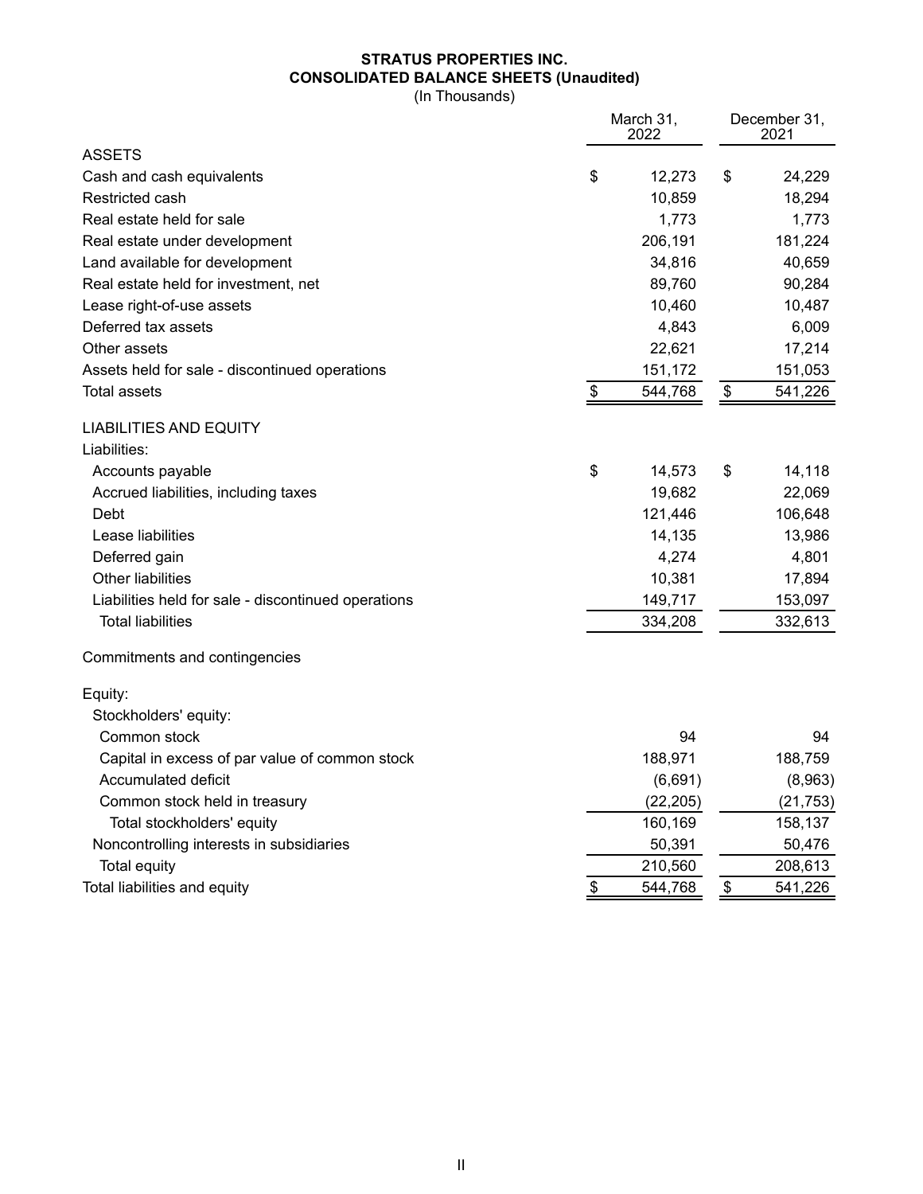**STRATUS PROPERTIES INC.**
**CONSOLIDATED BALANCE SHEETS (Unaudited)**
(In Thousands)

| | March 31, 2022 | December 31, 2021 |
|---|---|---|
| ASSETS | | |
| Cash and cash equivalents | $ 12,273 | $ 24,229 |
| Restricted cash | 10,859 | 18,294 |
| Real estate held for sale | 1,773 | 1,773 |
| Real estate under development | 206,191 | 181,224 |
| Land available for development | 34,816 | 40,659 |
| Real estate held for investment, net | 89,760 | 90,284 |
| Lease right-of-use assets | 10,460 | 10,487 |
| Deferred tax assets | 4,843 | 6,009 |
| Other assets | 22,621 | 17,214 |
| Assets held for sale - discontinued operations | 151,172 | 151,053 |
| Total assets | $ 544,768 | $ 541,226 |
| LIABILITIES AND EQUITY | | |
| Liabilities: | | |
| Accounts payable | $ 14,573 | $ 14,118 |
| Accrued liabilities, including taxes | 19,682 | 22,069 |
| Debt | 121,446 | 106,648 |
| Lease liabilities | 14,135 | 13,986 |
| Deferred gain | 4,274 | 4,801 |
| Other liabilities | 10,381 | 17,894 |
| Liabilities held for sale - discontinued operations | 149,717 | 153,097 |
| Total liabilities | 334,208 | 332,613 |
| Commitments and contingencies | | |
| Equity: | | |
| Stockholders' equity: | | |
| Common stock | 94 | 94 |
| Capital in excess of par value of common stock | 188,971 | 188,759 |
| Accumulated deficit | (6,691) | (8,963) |
| Common stock held in treasury | (22,205) | (21,753) |
| Total stockholders' equity | 160,169 | 158,137 |
| Noncontrolling interests in subsidiaries | 50,391 | 50,476 |
| Total equity | 210,560 | 208,613 |
| Total liabilities and equity | $ 544,768 | $ 541,226 |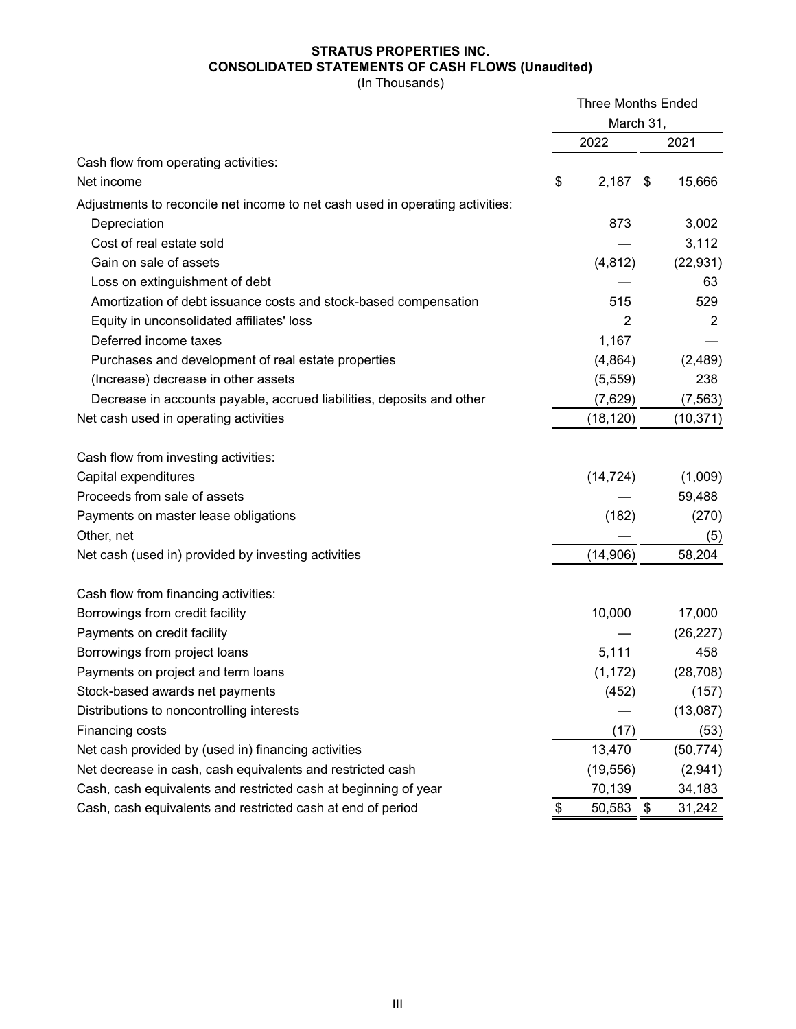**STRATUS PROPERTIES INC.**
**CONSOLIDATED STATEMENTS OF CASH FLOWS (Unaudited)**
(In Thousands)

| | Three Months Ended March 31, | |
|---|---|---|
| | 2022 | 2021 |
| Cash flow from operating activities: | | |
| Net income | $ 2,187 | $ 15,666 |
| Adjustments to reconcile net income to net cash used in operating activities: | | |
| Depreciation | 873 | 3,002 |
| Cost of real estate sold | — | 3,112 |
| Gain on sale of assets | (4,812) | (22,931) |
| Loss on extinguishment of debt | — | 63 |
| Amortization of debt issuance costs and stock-based compensation | 515 | 529 |
| Equity in unconsolidated affiliates' loss | 2 | 2 |
| Deferred income taxes | 1,167 | — |
| Purchases and development of real estate properties | (4,864) | (2,489) |
| (Increase) decrease in other assets | (5,559) | 238 |
| Decrease in accounts payable, accrued liabilities, deposits and other | (7,629) | (7,563) |
| Net cash used in operating activities | (18,120) | (10,371) |
| | | |
| Cash flow from investing activities: | | |
| Capital expenditures | (14,724) | (1,009) |
| Proceeds from sale of assets | — | 59,488 |
| Payments on master lease obligations | (182) | (270) |
| Other, net | — | (5) |
| Net cash (used in) provided by investing activities | (14,906) | 58,204 |
| | | |
| Cash flow from financing activities: | | |
| Borrowings from credit facility | 10,000 | 17,000 |
| Payments on credit facility | — | (26,227) |
| Borrowings from project loans | 5,111 | 458 |
| Payments on project and term loans | (1,172) | (28,708) |
| Stock-based awards net payments | (452) | (157) |
| Distributions to noncontrolling interests | — | (13,087) |
| Financing costs | (17) | (53) |
| Net cash provided by (used in) financing activities | 13,470 | (50,774) |
| Net decrease in cash, cash equivalents and restricted cash | (19,556) | (2,941) |
| Cash, cash equivalents and restricted cash at beginning of year | 70,139 | 34,183 |
| Cash, cash equivalents and restricted cash at end of period | $ 50,583 | $ 31,242 |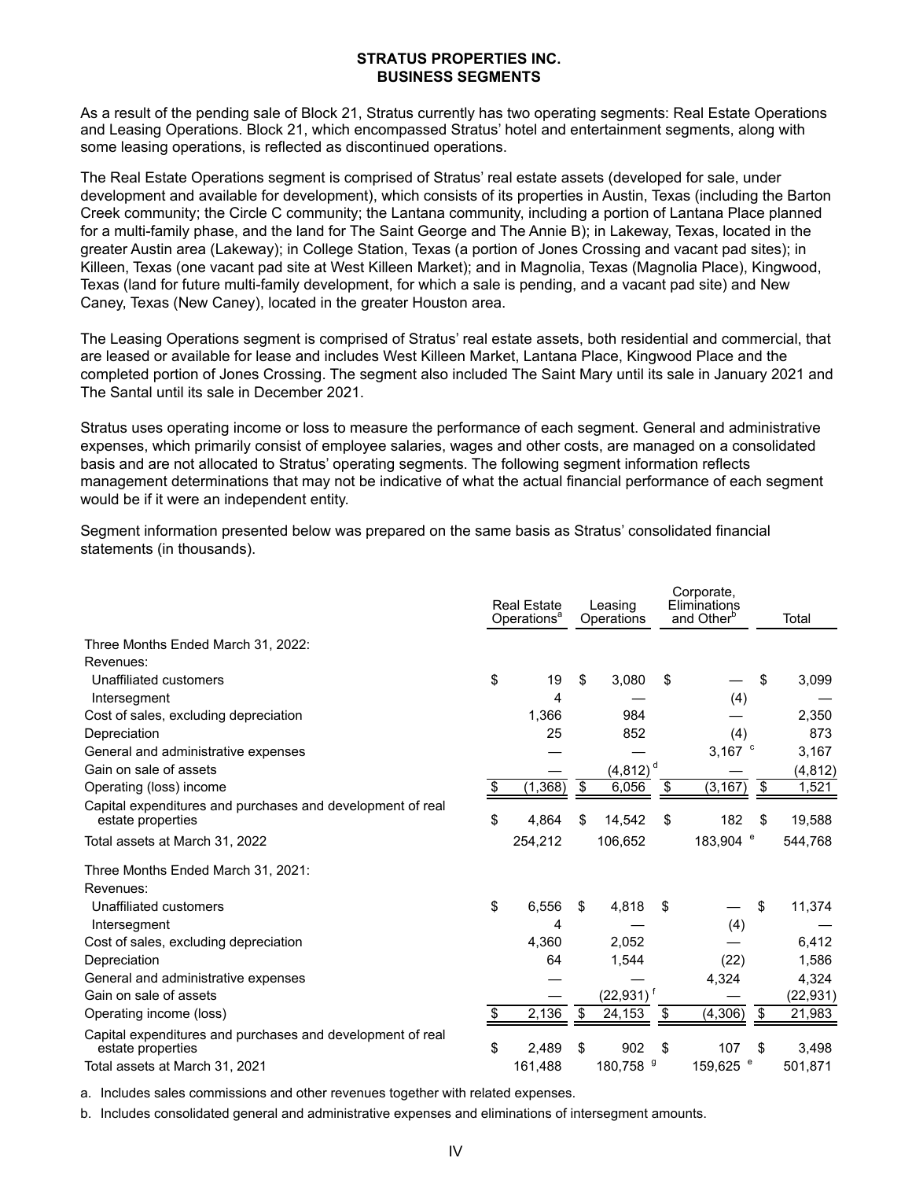# STRATUS PROPERTIES INC.
# BUSINESS SEGMENTS

As a result of the pending sale of Block 21, Stratus currently has two operating segments: Real Estate Operations and Leasing Operations. Block 21, which encompassed Stratus' hotel and entertainment segments, along with some leasing operations, is reflected as discontinued operations.

The Real Estate Operations segment is comprised of Stratus' real estate assets (developed for sale, under development and available for development), which consists of its properties in Austin, Texas (including the Barton Creek community; the Circle C community; the Lantana community, including a portion of Lantana Place planned for a multi-family phase, and the land for The Saint George and The Annie B); in Lakeway, Texas, located in the greater Austin area (Lakeway); in College Station, Texas (a portion of Jones Crossing and vacant pad sites); in Killeen, Texas (one vacant pad site at West Killeen Market); and in Magnolia, Texas (Magnolia Place), Kingwood, Texas (land for future multi-family development, for which a sale is pending, and a vacant pad site) and New Caney, Texas (New Caney), located in the greater Houston area.

The Leasing Operations segment is comprised of Stratus' real estate assets, both residential and commercial, that are leased or available for lease and includes West Killeen Market, Lantana Place, Kingwood Place and the completed portion of Jones Crossing. The segment also included The Saint Mary until its sale in January 2021 and The Santal until its sale in December 2021.

Stratus uses operating income or loss to measure the performance of each segment. General and administrative expenses, which primarily consist of employee salaries, wages and other costs, are managed on a consolidated basis and are not allocated to Stratus' operating segments. The following segment information reflects management determinations that may not be indicative of what the actual financial performance of each segment would be if it were an independent entity.

Segment information presented below was prepared on the same basis as Stratus' consolidated financial statements (in thousands).

| | Real Estate Operations[a] | Leasing Operations | Corporate, Eliminations and Other[b] | Total |
|---|---|---|---|---|
| Three Months Ended March 31, 2022: | | | | |
| Revenues: | | | | |
| Unaffiliated customers | $ 19 | $ 3,080 | $ — | $ 3,099 |
| Intersegment | 4 | — | (4) | — |
| Cost of sales, excluding depreciation | 1,366 | 984 | — | 2,350 |
| Depreciation | 25 | 852 | (4) | 873 |
| General and administrative expenses | — | — | 3,167 [c] | 3,167 |
| Gain on sale of assets | — | (4,812) [d] | — | (4,812) |
| Operating (loss) income | $ (1,368) | $ 6,056 | $ (3,167) | $ 1,521 |
| Capital expenditures and purchases and development of real estate properties | $ 4,864 | $ 14,542 | $ 182 | $ 19,588 |
| Total assets at March 31, 2022 | 254,212 | 106,652 | 183,904 [e] | 544,768 |
| Three Months Ended March 31, 2021: | | | | |
| Revenues: | | | | |
| Unaffiliated customers | $ 6,556 | $ 4,818 | $ — | $ 11,374 |
| Intersegment | 4 | — | (4) | — |
| Cost of sales, excluding depreciation | 4,360 | 2,052 | — | 6,412 |
| Depreciation | 64 | 1,544 | (22) | 1,586 |
| General and administrative expenses | — | — | 4,324 | 4,324 |
| Gain on sale of assets | — | (22,931) [f] | — | (22,931) |
| Operating income (loss) | $ 2,136 | $ 24,153 | $ (4,306) | $ 21,983 |
| Capital expenditures and purchases and development of real estate properties | $ 2,489 | $ 902 | $ 107 | $ 3,498 |
| Total assets at March 31, 2021 | 161,488 | 180,758 [g] | 159,625 [e] | 501,871 |

a. Includes sales commissions and other revenues together with related expenses.

b. Includes consolidated general and administrative expenses and eliminations of intersegment amounts.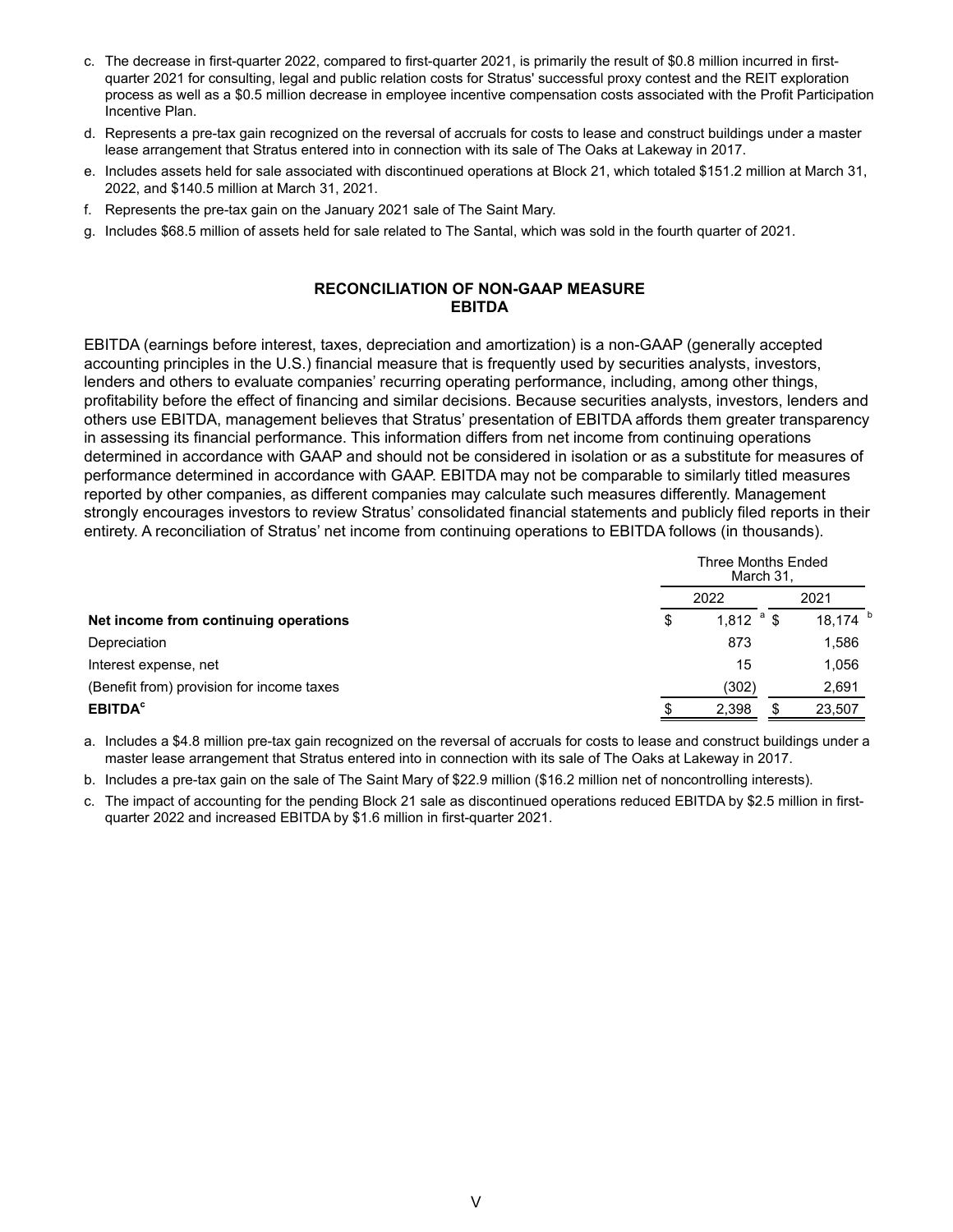c. The decrease in first-quarter 2022, compared to first-quarter 2021, is primarily the result of $0.8 million incurred in first-quarter 2021 for consulting, legal and public relation costs for Stratus' successful proxy contest and the REIT exploration process as well as a $0.5 million decrease in employee incentive compensation costs associated with the Profit Participation Incentive Plan.

d. Represents a pre-tax gain recognized on the reversal of accruals for costs to lease and construct buildings under a master lease arrangement that Stratus entered into in connection with its sale of The Oaks at Lakeway in 2017.

e. Includes assets held for sale associated with discontinued operations at Block 21, which totaled $151.2 million at March 31, 2022, and $140.5 million at March 31, 2021.

f. Represents the pre-tax gain on the January 2021 sale of The Saint Mary.

g. Includes $68.5 million of assets held for sale related to The Santal, which was sold in the fourth quarter of 2021.

## RECONCILIATION OF NON-GAAP MEASURE
## EBITDA

EBITDA (earnings before interest, taxes, depreciation and amortization) is a non-GAAP (generally accepted accounting principles in the U.S.) financial measure that is frequently used by securities analysts, investors, lenders and others to evaluate companies' recurring operating performance, including, among other things, profitability before the effect of financing and similar decisions. Because securities analysts, investors, lenders and others use EBITDA, management believes that Stratus' presentation of EBITDA affords them greater transparency in assessing its financial performance. This information differs from net income from continuing operations determined in accordance with GAAP and should not be considered in isolation or as a substitute for measures of performance determined in accordance with GAAP. EBITDA may not be comparable to similarly titled measures reported by other companies, as different companies may calculate such measures differently. Management strongly encourages investors to review Stratus' consolidated financial statements and publicly filed reports in their entirety. A reconciliation of Stratus' net income from continuing operations to EBITDA follows (in thousands).

| | Three Months Ended March 31, | |
|---|---|---|
| | 2022 | 2021 |
| **Net income from continuing operations** | $ 1,812 [a] | $ 18,174 [b] |
| Depreciation | 873 | 1,586 |
| Interest expense, net | 15 | 1,056 |
| (Benefit from) provision for income taxes | (302) | 2,691 |
| **EBITDA[c]** | $ 2,398 | $ 23,507 |

a. Includes a $4.8 million pre-tax gain recognized on the reversal of accruals for costs to lease and construct buildings under a master lease arrangement that Stratus entered into in connection with its sale of The Oaks at Lakeway in 2017.

b. Includes a pre-tax gain on the sale of The Saint Mary of $22.9 million ($16.2 million net of noncontrolling interests).

c. The impact of accounting for the pending Block 21 sale as discontinued operations reduced EBITDA by $2.5 million in first-quarter 2022 and increased EBITDA by $1.6 million in first-quarter 2021.